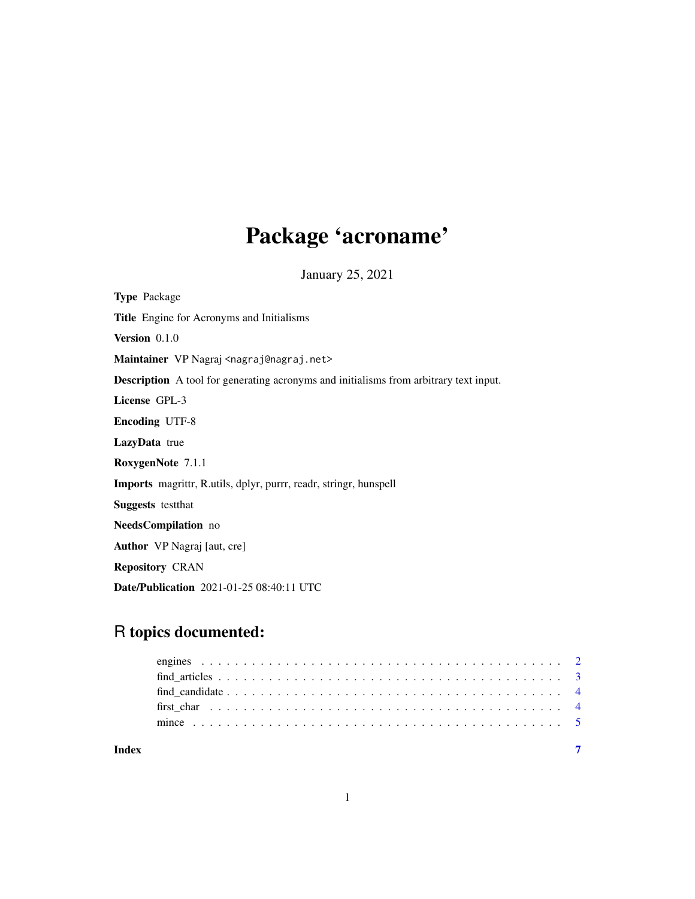# Package 'acroname'

January 25, 2021

**Type** Package

**Title** Engine for Acronyms and Initialisms

**Version** 0.1.0

**Maintainer** VP Nagraj <nagraj@nagraj.net>

**Description** A tool for generating acronyms and initialisms from arbitrary text input.

**License** GPL-3

**Encoding** UTF-8

**LazyData** true

**RoxygenNote** 7.1.1

**Imports** magrittr, R.utils, dplyr, purrr, readr, stringr, hunspell

**Suggests** testthat

**NeedsCompilation** no

**Author** VP Nagraj [aut, cre]

**Repository** CRAN

**Date/Publication** 2021-01-25 08:40:11 UTC

## R topics documented:

- engines . . . . . . . . . . . . . . . . . . . . . . . . . . . . . . . . . . . . . . . . . . 2
- find_articles . . . . . . . . . . . . . . . . . . . . . . . . . . . . . . . . . . . . . . . 3
- find_candidate . . . . . . . . . . . . . . . . . . . . . . . . . . . . . . . . . . . . . . 4
- first_char . . . . . . . . . . . . . . . . . . . . . . . . . . . . . . . . . . . . . . . . . 4
- mince . . . . . . . . . . . . . . . . . . . . . . . . . . . . . . . . . . . . . . . . . . . 5

**Index** 7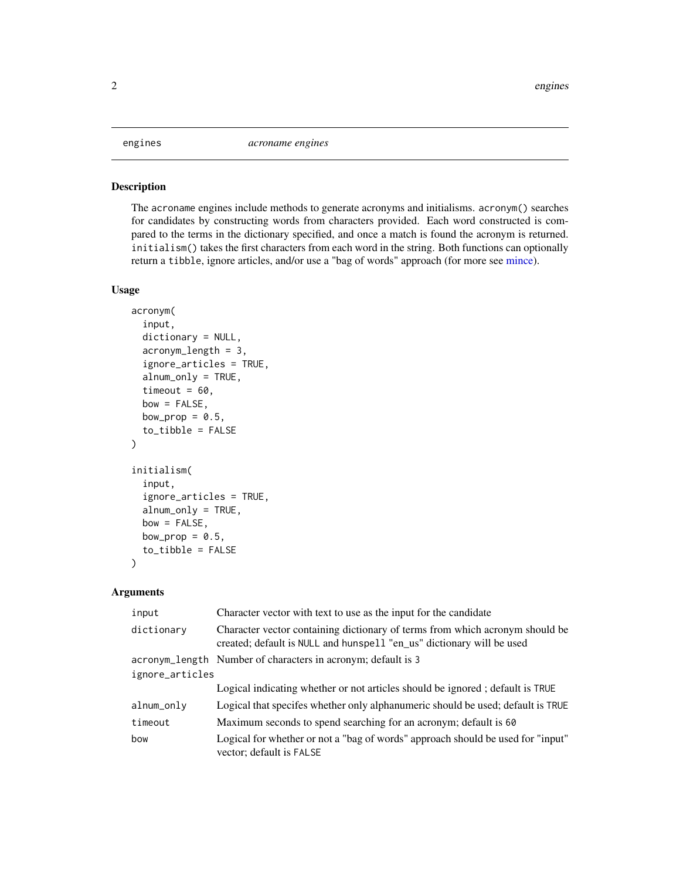engines *acroname engines*

## Description

The acroname engines include methods to generate acronyms and initialisms. `acronym()` searches for candidates by constructing words from characters provided. Each word constructed is compared to the terms in the dictionary specified, and once a match is found the acronym is returned. `initialism()` takes the first characters from each word in the string. Both functions can optionally return a `tibble`, ignore articles, and/or use a "bag of words" approach (for more see mince).

## Usage

```
acronym(
  input,
  dictionary = NULL,
  acronym_length = 3,
  ignore_articles = TRUE,
  alnum_only = TRUE,
  timeout = 60,
  bow = FALSE,
  bow_prop = 0.5,
  to_tibble = FALSE
)

initialism(
  input,
  ignore_articles = TRUE,
  alnum_only = TRUE,
  bow = FALSE,
  bow_prop = 0.5,
  to_tibble = FALSE
)
```

## Arguments

| | |
|---|---|
| `input` | Character vector with text to use as the input for the candidate |
| `dictionary` | Character vector containing dictionary of terms from which acronym should be created; default is `NULL` and `hunspell` "en_us" dictionary will be used |
| `acronym_length` | Number of characters in acronym; default is `3` |
| `ignore_articles` | Logical indicating whether or not articles should be ignored ; default is `TRUE` |
| `alnum_only` | Logical that specifes whether only alphanumeric should be used; default is `TRUE` |
| `timeout` | Maximum seconds to spend searching for an acronym; default is `60` |
| `bow` | Logical for whether or not a "bag of words" approach should be used for "input" vector; default is `FALSE` |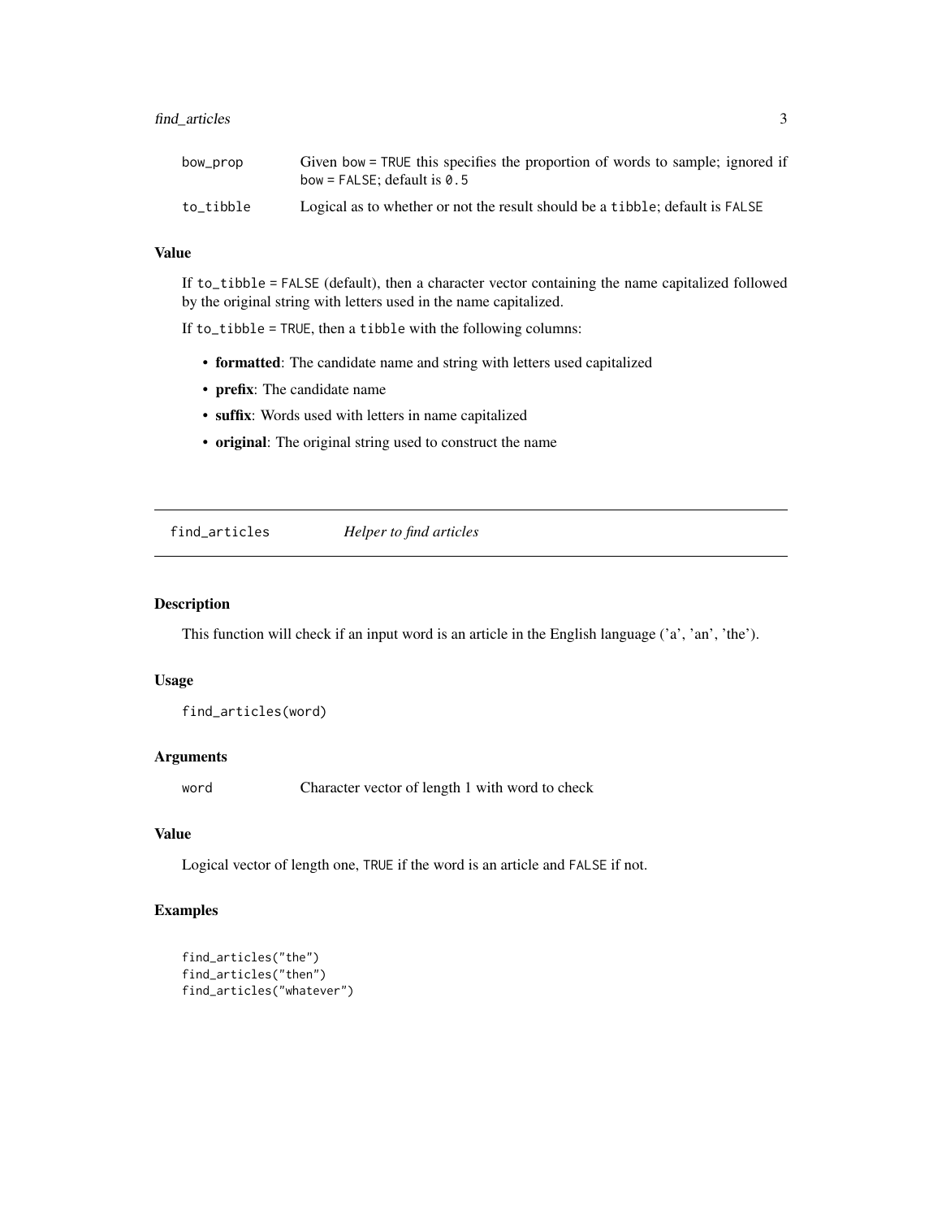| | |
|---|---|
| bow_prop | Given bow = TRUE this specifies the proportion of words to sample; ignored if bow = FALSE; default is 0.5 |
| to_tibble | Logical as to whether or not the result should be a tibble; default is FALSE |

### Value

If to_tibble = FALSE (default), then a character vector containing the name capitalized followed by the original string with letters used in the name capitalized.

If to_tibble = TRUE, then a tibble with the following columns:

- **formatted**: The candidate name and string with letters used capitalized
- **prefix**: The candidate name
- **suffix**: Words used with letters in name capitalized
- **original**: The original string used to construct the name

---

## find_articles *Helper to find articles*

### Description

This function will check if an input word is an article in the English language ('a', 'an', 'the').

### Usage

```
find_articles(word)
```

### Arguments

| | |
|---|---|
| word | Character vector of length 1 with word to check |

### Value

Logical vector of length one, TRUE if the word is an article and FALSE if not.

### Examples

```
find_articles("the")
find_articles("then")
find_articles("whatever")
```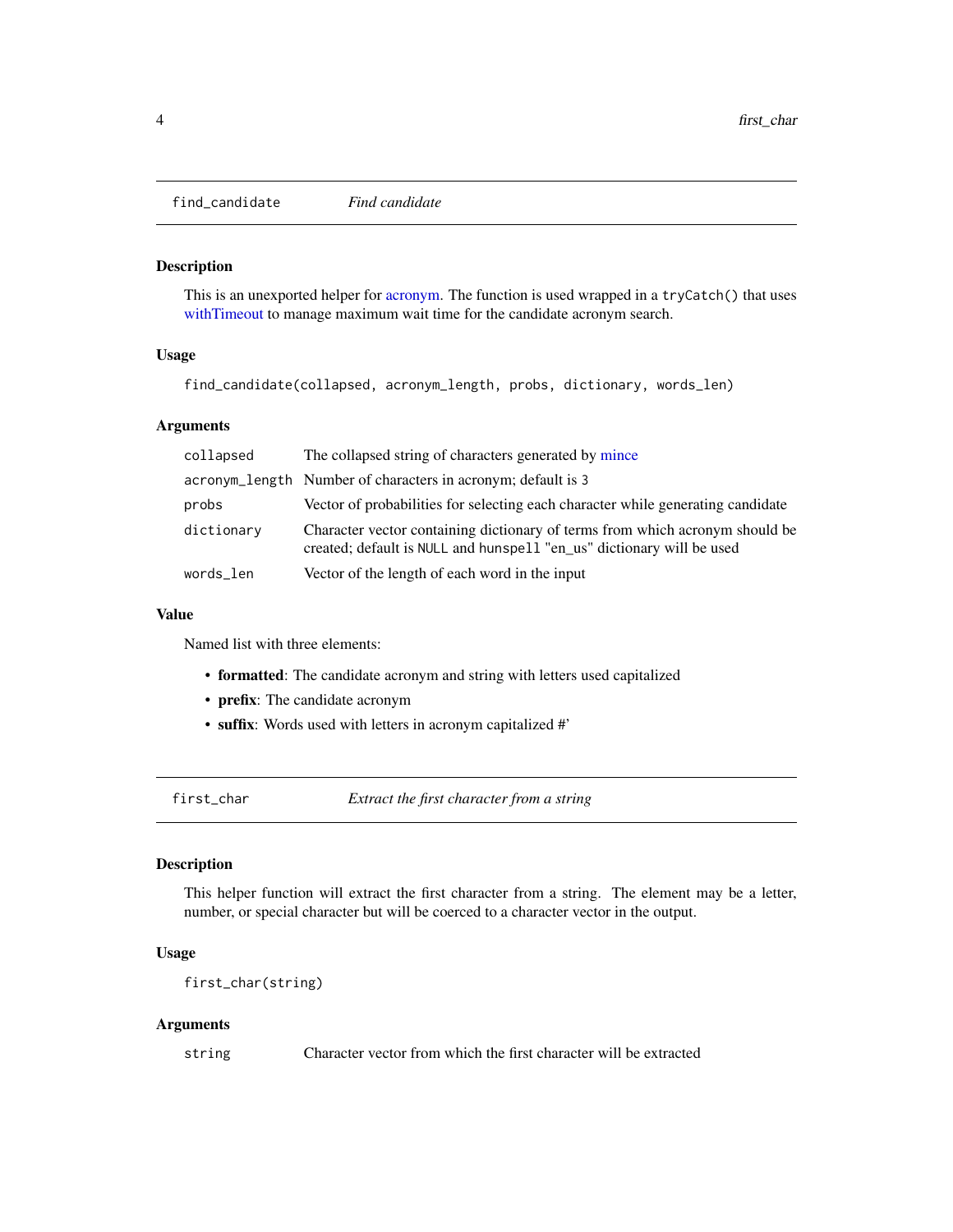## find_candidate *Find candidate*

### Description

This is an unexported helper for acronym. The function is used wrapped in a `tryCatch()` that uses withTimeout to manage maximum wait time for the candidate acronym search.

### Usage

```
find_candidate(collapsed, acronym_length, probs, dictionary, words_len)
```

### Arguments

| | |
|---|---|
| `collapsed` | The collapsed string of characters generated by mince |
| `acronym_length` | Number of characters in acronym; default is 3 |
| `probs` | Vector of probabilities for selecting each character while generating candidate |
| `dictionary` | Character vector containing dictionary of terms from which acronym should be created; default is `NULL` and `hunspell` "en_us" dictionary will be used |
| `words_len` | Vector of the length of each word in the input |

### Value

Named list with three elements:

- **formatted**: The candidate acronym and string with letters used capitalized
- **prefix**: The candidate acronym
- **suffix**: Words used with letters in acronym capitalized #'

## first_char *Extract the first character from a string*

### Description

This helper function will extract the first character from a string. The element may be a letter, number, or special character but will be coerced to a character vector in the output.

### Usage

```
first_char(string)
```

### Arguments

| | |
|---|---|
| `string` | Character vector from which the first character will be extracted |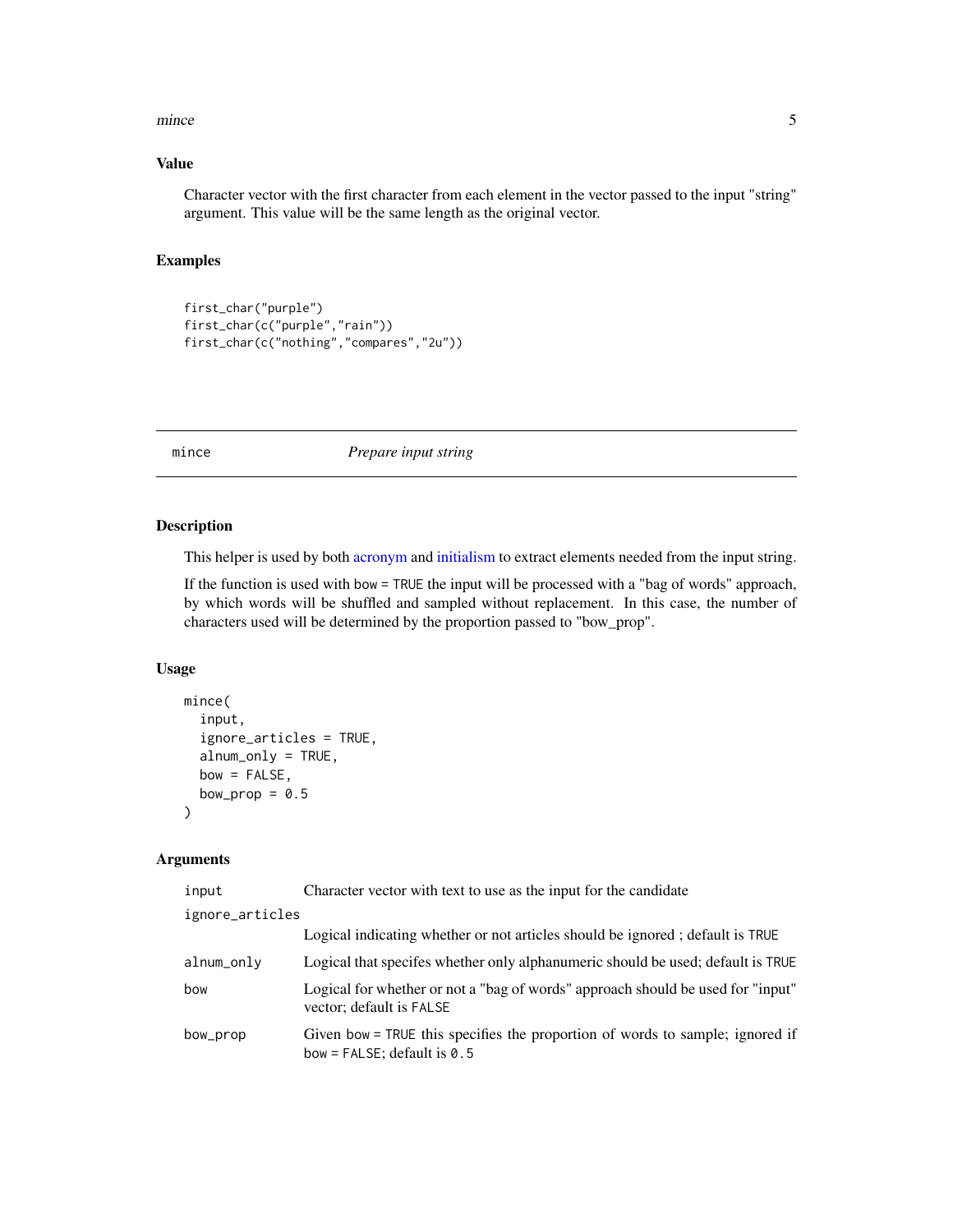### Value

Character vector with the first character from each element in the vector passed to the input "string" argument. This value will be the same length as the original vector.

### Examples

```
first_char("purple")
first_char(c("purple","rain"))
first_char(c("nothing","compares","2u"))
```

---

## mince — *Prepare input string*

### Description

This helper is used by both acronym and initialism to extract elements needed from the input string.

If the function is used with `bow = TRUE` the input will be processed with a "bag of words" approach, by which words will be shuffled and sampled without replacement. In this case, the number of characters used will be determined by the proportion passed to "bow_prop".

### Usage

```
mince(
  input,
  ignore_articles = TRUE,
  alnum_only = TRUE,
  bow = FALSE,
  bow_prop = 0.5
)
```

### Arguments

| Argument | Description |
| --- | --- |
| `input` | Character vector with text to use as the input for the candidate |
| `ignore_articles` | Logical indicating whether or not articles should be ignored ; default is `TRUE` |
| `alnum_only` | Logical that specifes whether only alphanumeric should be used; default is `TRUE` |
| `bow` | Logical for whether or not a "bag of words" approach should be used for "input" vector; default is `FALSE` |
| `bow_prop` | Given `bow = TRUE` this specifies the proportion of words to sample; ignored if `bow = FALSE`; default is `0.5` |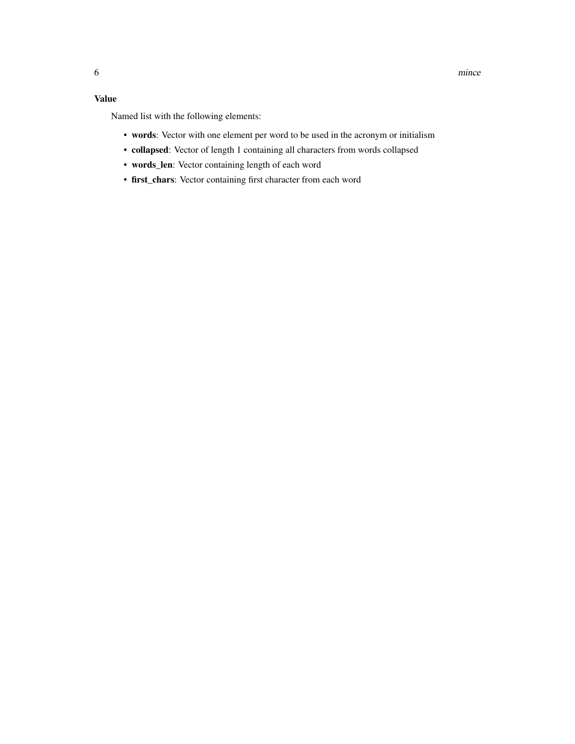### Value

Named list with the following elements:

- **words**: Vector with one element per word to be used in the acronym or initialism
- **collapsed**: Vector of length 1 containing all characters from words collapsed
- **words_len**: Vector containing length of each word
- **first_chars**: Vector containing first character from each word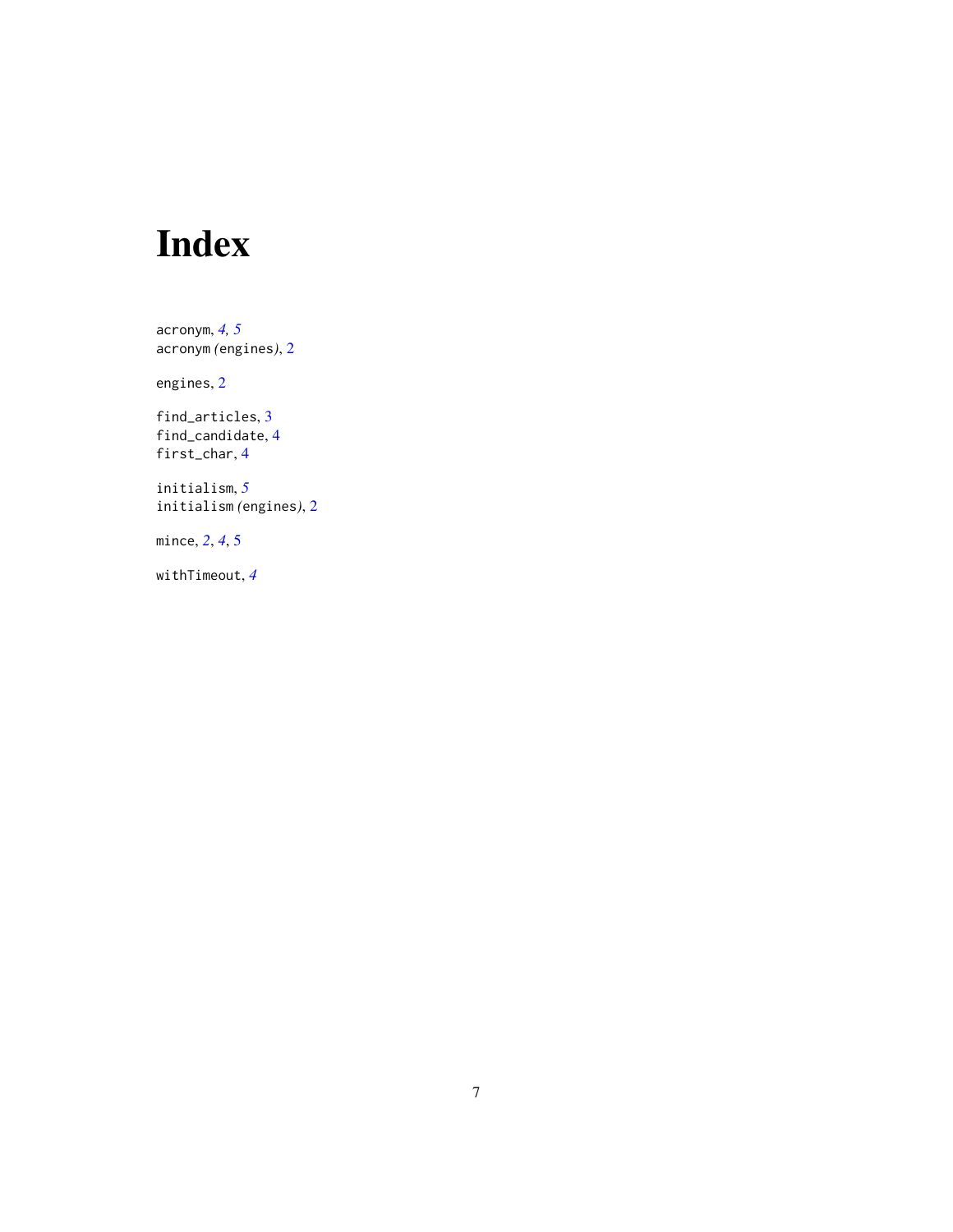# Index

acronym, *4, 5*
acronym (engines), 2

engines, 2

find_articles, 3
find_candidate, 4
first_char, 4

initialism, *5*
initialism (engines), 2

mince, *2*, *4*, 5

withTimeout, *4*